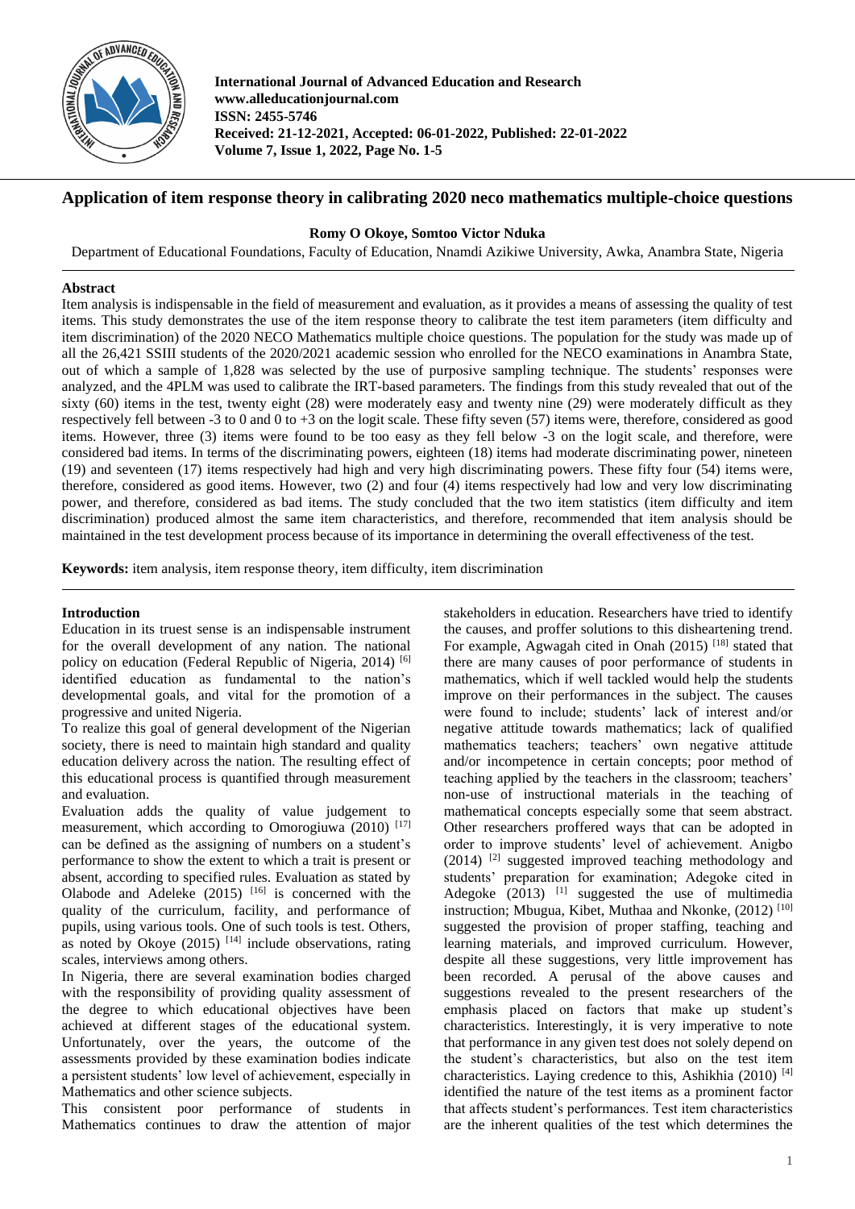**International Journal of Advanced Education and Research**
**www.alleducationjournal.com**
**ISSN: 2455-5746**
**Received: 21-12-2021, Accepted: 06-01-2022, Published: 22-01-2022**
**Volume 7, Issue 1, 2022, Page No. 1-5**

# Application of item response theory in calibrating 2020 neco mathematics multiple-choice questions

**Romy O Okoye, Somtoo Victor Nduka**

Department of Educational Foundations, Faculty of Education, Nnamdi Azikiwe University, Awka, Anambra State, Nigeria

## Abstract

Item analysis is indispensable in the field of measurement and evaluation, as it provides a means of assessing the quality of test items. This study demonstrates the use of the item response theory to calibrate the test item parameters (item difficulty and item discrimination) of the 2020 NECO Mathematics multiple choice questions. The population for the study was made up of all the 26,421 SSIII students of the 2020/2021 academic session who enrolled for the NECO examinations in Anambra State, out of which a sample of 1,828 was selected by the use of purposive sampling technique. The students' responses were analyzed, and the 4PLM was used to calibrate the IRT-based parameters. The findings from this study revealed that out of the sixty (60) items in the test, twenty eight (28) were moderately easy and twenty nine (29) were moderately difficult as they respectively fell between -3 to 0 and 0 to +3 on the logit scale. These fifty seven (57) items were, therefore, considered as good items. However, three (3) items were found to be too easy as they fell below -3 on the logit scale, and therefore, were considered bad items. In terms of the discriminating powers, eighteen (18) items had moderate discriminating power, nineteen (19) and seventeen (17) items respectively had high and very high discriminating powers. These fifty four (54) items were, therefore, considered as good items. However, two (2) and four (4) items respectively had low and very low discriminating power, and therefore, considered as bad items. The study concluded that the two item statistics (item difficulty and item discrimination) produced almost the same item characteristics, and therefore, recommended that item analysis should be maintained in the test development process because of its importance in determining the overall effectiveness of the test.

**Keywords:** item analysis, item response theory, item difficulty, item discrimination

## Introduction

Education in its truest sense is an indispensable instrument for the overall development of any nation. The national policy on education (Federal Republic of Nigeria, 2014) [6] identified education as fundamental to the nation's developmental goals, and vital for the promotion of a progressive and united Nigeria.

To realize this goal of general development of the Nigerian society, there is need to maintain high standard and quality education delivery across the nation. The resulting effect of this educational process is quantified through measurement and evaluation.

Evaluation adds the quality of value judgement to measurement, which according to Omorogiuwa (2010) [17] can be defined as the assigning of numbers on a student's performance to show the extent to which a trait is present or absent, according to specified rules. Evaluation as stated by Olabode and Adeleke (2015) [16] is concerned with the quality of the curriculum, facility, and performance of pupils, using various tools. One of such tools is test. Others, as noted by Okoye (2015) [14] include observations, rating scales, interviews among others.

In Nigeria, there are several examination bodies charged with the responsibility of providing quality assessment of the degree to which educational objectives have been achieved at different stages of the educational system. Unfortunately, over the years, the outcome of the assessments provided by these examination bodies indicate a persistent students' low level of achievement, especially in Mathematics and other science subjects.

This consistent poor performance of students in Mathematics continues to draw the attention of major stakeholders in education. Researchers have tried to identify the causes, and proffer solutions to this disheartening trend. For example, Agwagah cited in Onah (2015) [18] stated that there are many causes of poor performance of students in mathematics, which if well tackled would help the students improve on their performances in the subject. The causes were found to include; students' lack of interest and/or negative attitude towards mathematics; lack of qualified mathematics teachers; teachers' own negative attitude and/or incompetence in certain concepts; poor method of teaching applied by the teachers in the classroom; teachers' non-use of instructional materials in the teaching of mathematical concepts especially some that seem abstract. Other researchers proffered ways that can be adopted in order to improve students' level of achievement. Anigbo (2014) [2] suggested improved teaching methodology and students' preparation for examination; Adegoke cited in Adegoke (2013) [1] suggested the use of multimedia instruction; Mbugua, Kibet, Muthaa and Nkonke, (2012) [10] suggested the provision of proper staffing, teaching and learning materials, and improved curriculum. However, despite all these suggestions, very little improvement has been recorded. A perusal of the above causes and suggestions revealed to the present researchers of the emphasis placed on factors that make up student's characteristics. Interestingly, it is very imperative to note that performance in any given test does not solely depend on the student's characteristics, but also on the test item characteristics. Laying credence to this, Ashikhia (2010) [4] identified the nature of the test items as a prominent factor that affects student's performances. Test item characteristics are the inherent qualities of the test which determines the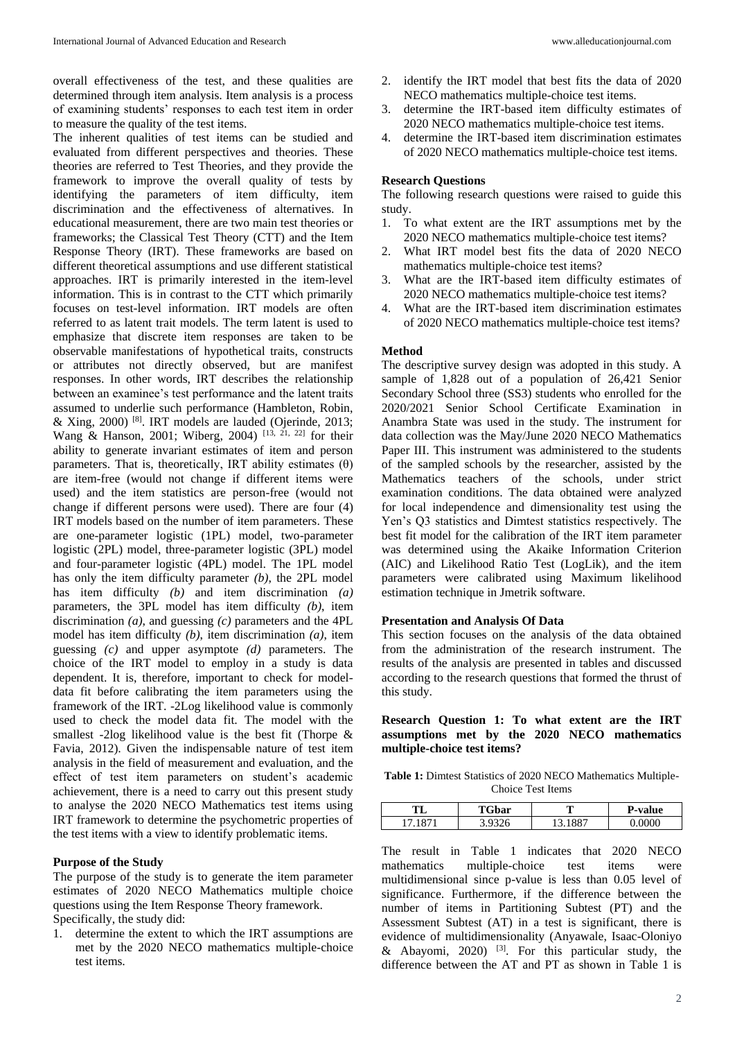overall effectiveness of the test, and these qualities are determined through item analysis. Item analysis is a process of examining students' responses to each test item in order to measure the quality of the test items.

The inherent qualities of test items can be studied and evaluated from different perspectives and theories. These theories are referred to Test Theories, and they provide the framework to improve the overall quality of tests by identifying the parameters of item difficulty, item discrimination and the effectiveness of alternatives. In educational measurement, there are two main test theories or frameworks; the Classical Test Theory (CTT) and the Item Response Theory (IRT). These frameworks are based on different theoretical assumptions and use different statistical approaches. IRT is primarily interested in the item-level information. This is in contrast to the CTT which primarily focuses on test-level information. IRT models are often referred to as latent trait models. The term latent is used to emphasize that discrete item responses are taken to be observable manifestations of hypothetical traits, constructs or attributes not directly observed, but are manifest responses. In other words, IRT describes the relationship between an examinee's test performance and the latent traits assumed to underlie such performance (Hambleton, Robin, & Xing, 2000) [8]. IRT models are lauded (Ojerinde, 2013; Wang & Hanson, 2001; Wiberg, 2004) [13, 21, 22] for their ability to generate invariant estimates of item and person parameters. That is, theoretically, IRT ability estimates ($\theta$) are item-free (would not change if different items were used) and the item statistics are person-free (would not change if different persons were used). There are four (4) IRT models based on the number of item parameters. These are one-parameter logistic (1PL) model, two-parameter logistic (2PL) model, three-parameter logistic (3PL) model and four-parameter logistic (4PL) model. The 1PL model has only the item difficulty parameter *(b)*, the 2PL model has item difficulty *(b)* and item discrimination *(a)* parameters, the 3PL model has item difficulty *(b)*, item discrimination *(a)*, and guessing *(c)* parameters and the 4PL model has item difficulty *(b)*, item discrimination *(a)*, item guessing *(c)* and upper asymptote *(d)* parameters. The choice of the IRT model to employ in a study is data dependent. It is, therefore, important to check for model-data fit before calibrating the item parameters using the framework of the IRT. -2Log likelihood value is commonly used to check the model data fit. The model with the smallest -2log likelihood value is the best fit (Thorpe & Favia, 2012). Given the indispensable nature of test item analysis in the field of measurement and evaluation, and the effect of test item parameters on student's academic achievement, there is a need to carry out this present study to analyse the 2020 NECO Mathematics test items using IRT framework to determine the psychometric properties of the test items with a view to identify problematic items.

**Purpose of the Study**

The purpose of the study is to generate the item parameter estimates of 2020 NECO Mathematics multiple choice questions using the Item Response Theory framework.

Specifically, the study did:

1. determine the extent to which the IRT assumptions are met by the 2020 NECO mathematics multiple-choice test items.
2. identify the IRT model that best fits the data of 2020 NECO mathematics multiple-choice test items.
3. determine the IRT-based item difficulty estimates of 2020 NECO mathematics multiple-choice test items.
4. determine the IRT-based item discrimination estimates of 2020 NECO mathematics multiple-choice test items.

**Research Questions**

The following research questions were raised to guide this study.

1. To what extent are the IRT assumptions met by the 2020 NECO mathematics multiple-choice test items?
2. What IRT model best fits the data of 2020 NECO mathematics multiple-choice test items?
3. What are the IRT-based item difficulty estimates of 2020 NECO mathematics multiple-choice test items?
4. What are the IRT-based item discrimination estimates of 2020 NECO mathematics multiple-choice test items?

**Method**

The descriptive survey design was adopted in this study. A sample of 1,828 out of a population of 26,421 Senior Secondary School three (SS3) students who enrolled for the 2020/2021 Senior School Certificate Examination in Anambra State was used in the study. The instrument for data collection was the May/June 2020 NECO Mathematics Paper III. This instrument was administered to the students of the sampled schools by the researcher, assisted by the Mathematics teachers of the schools, under strict examination conditions. The data obtained were analyzed for local independence and dimensionality test using the Yen's Q3 statistics and Dimtest statistics respectively. The best fit model for the calibration of the IRT item parameter was determined using the Akaike Information Criterion (AIC) and Likelihood Ratio Test (LogLik), and the item parameters were calibrated using Maximum likelihood estimation technique in Jmetrik software.

**Presentation and Analysis Of Data**

This section focuses on the analysis of the data obtained from the administration of the research instrument. The results of the analysis are presented in tables and discussed according to the research questions that formed the thrust of this study.

**Research Question 1: To what extent are the IRT assumptions met by the 2020 NECO mathematics multiple-choice test items?**

**Table 1:** Dimtest Statistics of 2020 NECO Mathematics Multiple-Choice Test Items

| TL | TGbar | T | P-value |
|---|---|---|---|
| 17.1871 | 3.9326 | 13.1887 | 0.0000 |

The result in Table 1 indicates that 2020 NECO mathematics multiple-choice test items were multidimensional since p-value is less than 0.05 level of significance. Furthermore, if the difference between the number of items in Partitioning Subtest (PT) and the Assessment Subtest (AT) in a test is significant, there is evidence of multidimensionality (Anyawale, Isaac-Oloniyo & Abayomi, 2020) [3]. For this particular study, the difference between the AT and PT as shown in Table 1 is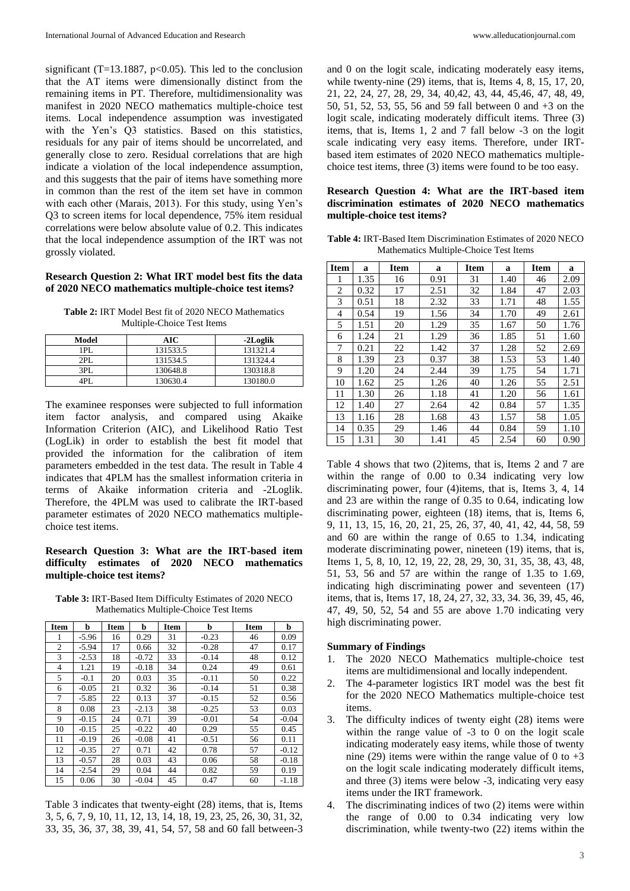significant (T=13.1887, $p<0.05$). This led to the conclusion that the AT items were dimensionally distinct from the remaining items in PT. Therefore, multidimensionality was manifest in 2020 NECO mathematics multiple-choice test items. Local independence assumption was investigated with the Yen's Q3 statistics. Based on this statistics, residuals for any pair of items should be uncorrelated, and generally close to zero. Residual correlations that are high indicate a violation of the local independence assumption, and this suggests that the pair of items have something more in common than the rest of the item set have in common with each other (Marais, 2013). For this study, using Yen's Q3 to screen items for local dependence, 75% item residual correlations were below absolute value of 0.2. This indicates that the local independence assumption of the IRT was not grossly violated.

**Research Question 2: What IRT model best fits the data of 2020 NECO mathematics multiple-choice test items?**

**Table 2:** IRT Model Best fit of 2020 NECO Mathematics Multiple-Choice Test Items

| Model | AIC | -2Loglik |
|---|---|---|
| 1PL | 131533.5 | 131321.4 |
| 2PL | 131534.5 | 131324.4 |
| 3PL | 130648.8 | 130318.8 |
| 4PL | 130630.4 | 130180.0 |

The examinee responses were subjected to full information item factor analysis, and compared using Akaike Information Criterion (AIC), and Likelihood Ratio Test (LogLik) in order to establish the best fit model that provided the information for the calibration of item parameters embedded in the test data. The result in Table 4 indicates that 4PLM has the smallest information criteria in terms of Akaike information criteria and -2Loglik. Therefore, the 4PLM was used to calibrate the IRT-based parameter estimates of 2020 NECO mathematics multiple-choice test items.

**Research Question 3: What are the IRT-based item difficulty estimates of 2020 NECO mathematics multiple-choice test items?**

**Table 3:** IRT-Based Item Difficulty Estimates of 2020 NECO Mathematics Multiple-Choice Test Items

| Item | b | Item | b | Item | b | Item | b |
|---|---|---|---|---|---|---|---|
| 1 | -5.96 | 16 | 0.29 | 31 | -0.23 | 46 | 0.09 |
| 2 | -5.94 | 17 | 0.66 | 32 | -0.28 | 47 | 0.17 |
| 3 | -2.53 | 18 | -0.72 | 33 | -0.14 | 48 | 0.12 |
| 4 | 1.21 | 19 | -0.18 | 34 | 0.24 | 49 | 0.61 |
| 5 | -0.1 | 20 | 0.03 | 35 | -0.11 | 50 | 0.22 |
| 6 | -0.05 | 21 | 0.32 | 36 | -0.14 | 51 | 0.38 |
| 7 | -5.85 | 22 | 0.13 | 37 | -0.15 | 52 | 0.56 |
| 8 | 0.08 | 23 | -2.13 | 38 | -0.25 | 53 | 0.03 |
| 9 | -0.15 | 24 | 0.71 | 39 | -0.01 | 54 | -0.04 |
| 10 | -0.15 | 25 | -0.22 | 40 | 0.29 | 55 | 0.45 |
| 11 | -0.19 | 26 | -0.08 | 41 | -0.51 | 56 | 0.11 |
| 12 | -0.35 | 27 | 0.71 | 42 | 0.78 | 57 | -0.12 |
| 13 | -0.57 | 28 | 0.03 | 43 | 0.06 | 58 | -0.18 |
| 14 | -2.54 | 29 | 0.04 | 44 | 0.82 | 59 | 0.19 |
| 15 | 0.06 | 30 | -0.04 | 45 | 0.47 | 60 | -1.18 |

Table 3 indicates that twenty-eight (28) items, that is, Items 3, 5, 6, 7, 9, 10, 11, 12, 13, 14, 18, 19, 23, 25, 26, 30, 31, 32, 33, 35, 36, 37, 38, 39, 41, 54, 57, 58 and 60 fall between-3 and 0 on the logit scale, indicating moderately easy items, while twenty-nine (29) items, that is, Items 4, 8, 15, 17, 20, 21, 22, 24, 27, 28, 29, 34, 40,42, 43, 44, 45,46, 47, 48, 49, 50, 51, 52, 53, 55, 56 and 59 fall between 0 and +3 on the logit scale, indicating moderately difficult items. Three (3) items, that is, Items 1, 2 and 7 fall below -3 on the logit scale indicating very easy items. Therefore, under IRT-based item estimates of 2020 NECO mathematics multiple-choice test items, three (3) items were found to be too easy.

**Research Question 4: What are the IRT-based item discrimination estimates of 2020 NECO mathematics multiple-choice test items?**

**Table 4:** IRT-Based Item Discrimination Estimates of 2020 NECO Mathematics Multiple-Choice Test Items

| Item | a | Item | a | Item | a | Item | a |
|---|---|---|---|---|---|---|---|
| 1 | 1.35 | 16 | 0.91 | 31 | 1.40 | 46 | 2.09 |
| 2 | 0.32 | 17 | 2.51 | 32 | 1.84 | 47 | 2.03 |
| 3 | 0.51 | 18 | 2.32 | 33 | 1.71 | 48 | 1.55 |
| 4 | 0.54 | 19 | 1.56 | 34 | 1.70 | 49 | 2.61 |
| 5 | 1.51 | 20 | 1.29 | 35 | 1.67 | 50 | 1.76 |
| 6 | 1.24 | 21 | 1.29 | 36 | 1.85 | 51 | 1.60 |
| 7 | 0.21 | 22 | 1.42 | 37 | 1.28 | 52 | 2.69 |
| 8 | 1.39 | 23 | 0.37 | 38 | 1.53 | 53 | 1.40 |
| 9 | 1.20 | 24 | 2.44 | 39 | 1.75 | 54 | 1.71 |
| 10 | 1.62 | 25 | 1.26 | 40 | 1.26 | 55 | 2.51 |
| 11 | 1.30 | 26 | 1.18 | 41 | 1.20 | 56 | 1.61 |
| 12 | 1.40 | 27 | 2.64 | 42 | 0.84 | 57 | 1.35 |
| 13 | 1.16 | 28 | 1.68 | 43 | 1.57 | 58 | 1.05 |
| 14 | 0.35 | 29 | 1.46 | 44 | 0.84 | 59 | 1.10 |
| 15 | 1.31 | 30 | 1.41 | 45 | 2.54 | 60 | 0.90 |

Table 4 shows that two (2)items, that is, Items 2 and 7 are within the range of 0.00 to 0.34 indicating very low discriminating power, four (4)items, that is, Items 3, 4, 14 and 23 are within the range of 0.35 to 0.64, indicating low discriminating power, eighteen (18) items, that is, Items 6, 9, 11, 13, 15, 16, 20, 21, 25, 26, 37, 40, 41, 42, 44, 58, 59 and 60 are within the range of 0.65 to 1.34, indicating moderate discriminating power, nineteen (19) items, that is, Items 1, 5, 8, 10, 12, 19, 22, 28, 29, 30, 31, 35, 38, 43, 48, 51, 53, 56 and 57 are within the range of 1.35 to 1.69, indicating high discriminating power and seventeen (17) items, that is, Items 17, 18, 24, 27, 32, 33, 34. 36, 39, 45, 46, 47, 49, 50, 52, 54 and 55 are above 1.70 indicating very high discriminating power.

**Summary of Findings**

1. The 2020 NECO Mathematics multiple-choice test items are multidimensional and locally independent.
2. The 4-parameter logistics IRT model was the best fit for the 2020 NECO Mathematics multiple-choice test items.
3. The difficulty indices of twenty eight (28) items were within the range value of -3 to 0 on the logit scale indicating moderately easy items, while those of twenty nine (29) items were within the range value of 0 to +3 on the logit scale indicating moderately difficult items, and three (3) items were below -3, indicating very easy items under the IRT framework.
4. The discriminating indices of two (2) items were within the range of 0.00 to 0.34 indicating very low discrimination, while twenty-two (22) items within the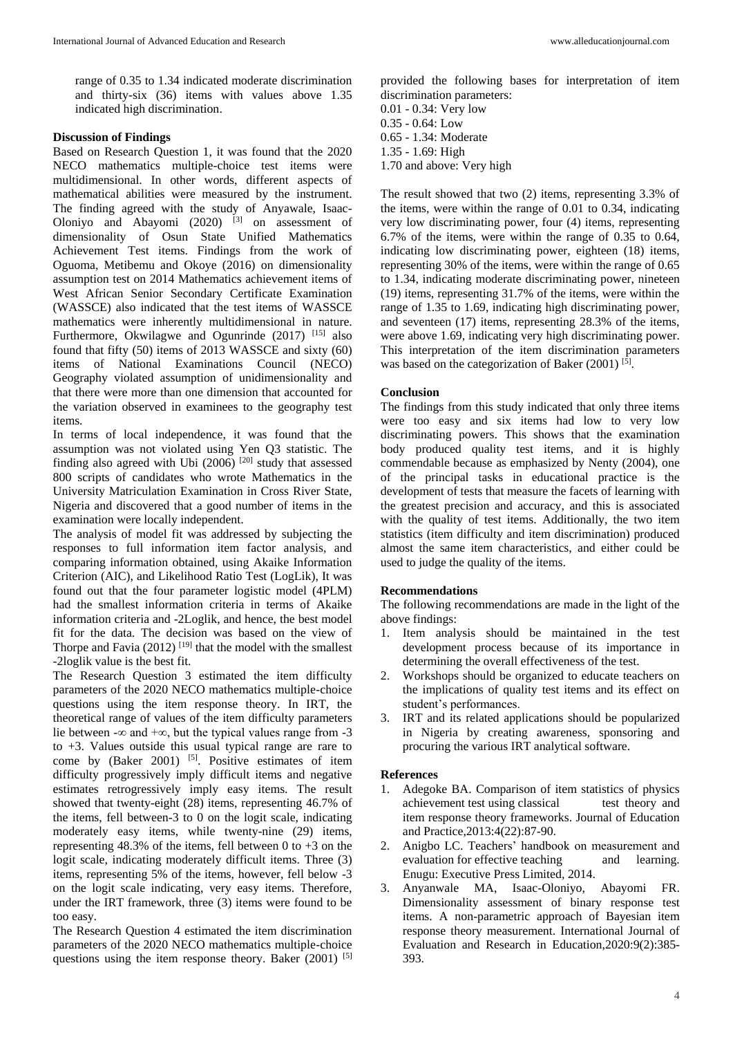range of 0.35 to 1.34 indicated moderate discrimination and thirty-six (36) items with values above 1.35 indicated high discrimination.

### Discussion of Findings

Based on Research Question 1, it was found that the 2020 NECO mathematics multiple-choice test items were multidimensional. In other words, different aspects of mathematical abilities were measured by the instrument. The finding agreed with the study of Anyawale, Isaac-Oloniyo and Abayomi (2020) [3] on assessment of dimensionality of Osun State Unified Mathematics Achievement Test items. Findings from the work of Oguoma, Metibemu and Okoye (2016) on dimensionality assumption test on 2014 Mathematics achievement items of West African Senior Secondary Certificate Examination (WASSCE) also indicated that the test items of WASSCE mathematics were inherently multidimensional in nature. Furthermore, Okwilagwe and Ogunrinde (2017) [15] also found that fifty (50) items of 2013 WASSCE and sixty (60) items of National Examinations Council (NECO) Geography violated assumption of unidimensionality and that there were more than one dimension that accounted for the variation observed in examinees to the geography test items.

In terms of local independence, it was found that the assumption was not violated using Yen Q3 statistic. The finding also agreed with Ubi (2006) [20] study that assessed 800 scripts of candidates who wrote Mathematics in the University Matriculation Examination in Cross River State, Nigeria and discovered that a good number of items in the examination were locally independent.

The analysis of model fit was addressed by subjecting the responses to full information item factor analysis, and comparing information obtained, using Akaike Information Criterion (AIC), and Likelihood Ratio Test (LogLik), It was found out that the four parameter logistic model (4PLM) had the smallest information criteria in terms of Akaike information criteria and -2Loglik, and hence, the best model fit for the data. The decision was based on the view of Thorpe and Favia (2012) [19] that the model with the smallest -2loglik value is the best fit.

The Research Question 3 estimated the item difficulty parameters of the 2020 NECO mathematics multiple-choice questions using the item response theory. In IRT, the theoretical range of values of the item difficulty parameters lie between $-\infty$ and $+\infty$, but the typical values range from -3 to +3. Values outside this usual typical range are rare to come by (Baker 2001) [5]. Positive estimates of item difficulty progressively imply difficult items and negative estimates retrogressively imply easy items. The result showed that twenty-eight (28) items, representing 46.7% of the items, fell between-3 to 0 on the logit scale, indicating moderately easy items, while twenty-nine (29) items, representing 48.3% of the items, fell between 0 to +3 on the logit scale, indicating moderately difficult items. Three (3) items, representing 5% of the items, however, fell below -3 on the logit scale indicating, very easy items. Therefore, under the IRT framework, three (3) items were found to be too easy.

The Research Question 4 estimated the item discrimination parameters of the 2020 NECO mathematics multiple-choice questions using the item response theory. Baker (2001) [5] provided the following bases for interpretation of item discrimination parameters:

0.01 - 0.34: Very low  
0.35 - 0.64: Low  
0.65 - 1.34: Moderate  
1.35 - 1.69: High  
1.70 and above: Very high

The result showed that two (2) items, representing 3.3% of the items, were within the range of 0.01 to 0.34, indicating very low discriminating power, four (4) items, representing 6.7% of the items, were within the range of 0.35 to 0.64, indicating low discriminating power, eighteen (18) items, representing 30% of the items, were within the range of 0.65 to 1.34, indicating moderate discriminating power, nineteen (19) items, representing 31.7% of the items, were within the range of 1.35 to 1.69, indicating high discriminating power, and seventeen (17) items, representing 28.3% of the items, were above 1.69, indicating very high discriminating power. This interpretation of the item discrimination parameters was based on the categorization of Baker (2001) [5].

### Conclusion

The findings from this study indicated that only three items were too easy and six items had low to very low discriminating powers. This shows that the examination body produced quality test items, and it is highly commendable because as emphasized by Nenty (2004), one of the principal tasks in educational practice is the development of tests that measure the facets of learning with the greatest precision and accuracy, and this is associated with the quality of test items. Additionally, the two item statistics (item difficulty and item discrimination) produced almost the same item characteristics, and either could be used to judge the quality of the items.

### Recommendations

The following recommendations are made in the light of the above findings:

1. Item analysis should be maintained in the test development process because of its importance in determining the overall effectiveness of the test.
2. Workshops should be organized to educate teachers on the implications of quality test items and its effect on student's performances.
3. IRT and its related applications should be popularized in Nigeria by creating awareness, sponsoring and procuring the various IRT analytical software.

### References

1. Adegoke BA. Comparison of item statistics of physics achievement test using classical test theory and item response theory frameworks. Journal of Education and Practice,2013:4(22):87-90.
2. Anigbo LC. Teachers' handbook on measurement and evaluation for effective teaching and learning. Enugu: Executive Press Limited, 2014.
3. Anyanwale MA, Isaac-Oloniyo, Abayomi FR. Dimensionality assessment of binary response test items. A non-parametric approach of Bayesian item response theory measurement. International Journal of Evaluation and Research in Education,2020:9(2):385-393.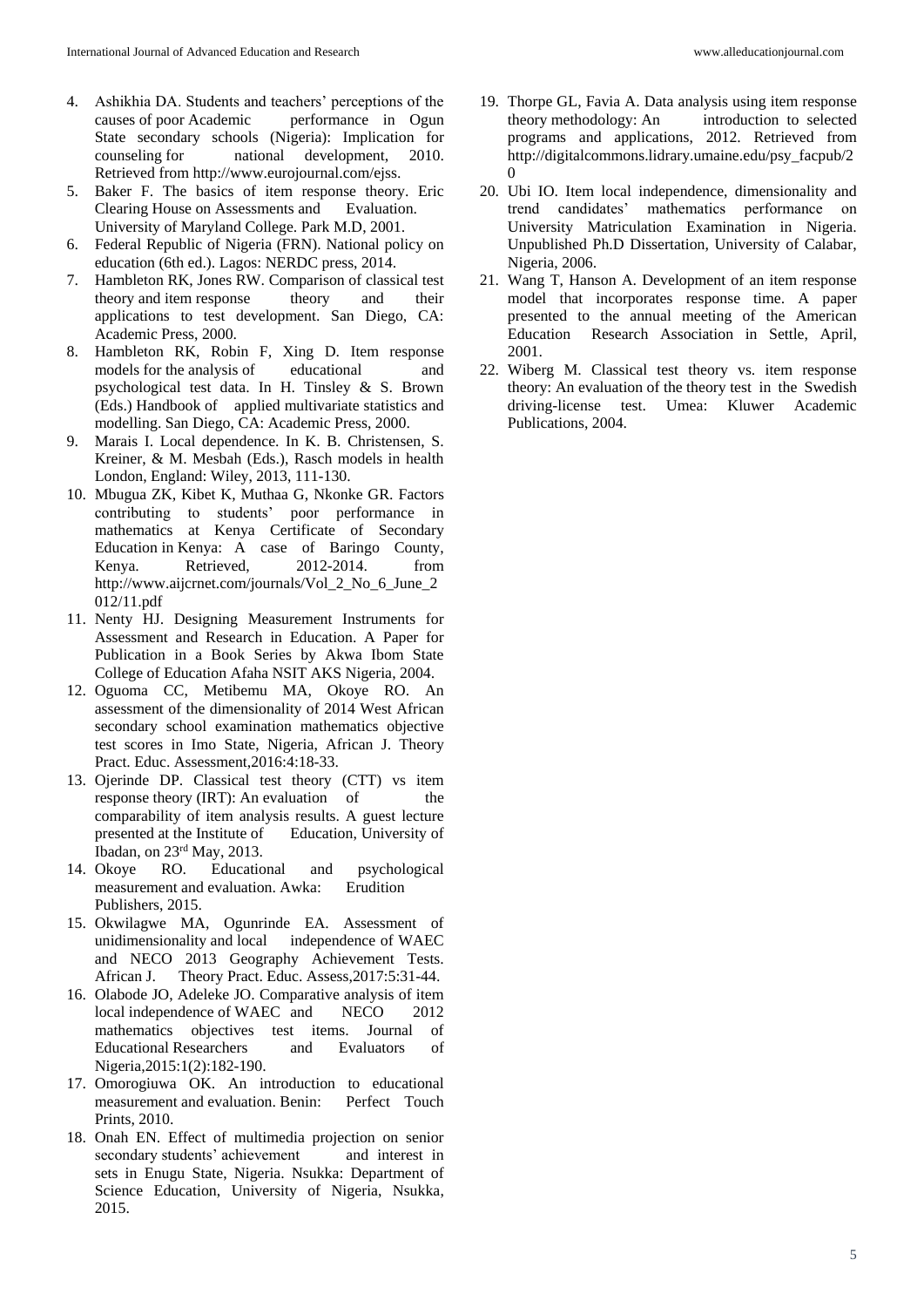4. Ashikhia DA. Students and teachers' perceptions of the causes of poor Academic performance in Ogun State secondary schools (Nigeria): Implication for counseling for national development, 2010. Retrieved from http://www.eurojournal.com/ejss.
5. Baker F. The basics of item response theory. Eric Clearing House on Assessments and Evaluation. University of Maryland College. Park M.D, 2001.
6. Federal Republic of Nigeria (FRN). National policy on education (6th ed.). Lagos: NERDC press, 2014.
7. Hambleton RK, Jones RW. Comparison of classical test theory and item response theory and their applications to test development. San Diego, CA: Academic Press, 2000.
8. Hambleton RK, Robin F, Xing D. Item response models for the analysis of educational and psychological test data. In H. Tinsley & S. Brown (Eds.) Handbook of applied multivariate statistics and modelling. San Diego, CA: Academic Press, 2000.
9. Marais I. Local dependence. In K. B. Christensen, S. Kreiner, & M. Mesbah (Eds.), Rasch models in health London, England: Wiley, 2013, 111-130.
10. Mbugua ZK, Kibet K, Muthaa G, Nkonke GR. Factors contributing to students' poor performance in mathematics at Kenya Certificate of Secondary Education in Kenya: A case of Baringo County, Kenya. Retrieved, 2012-2014. from http://www.aijcrnet.com/journals/Vol_2_No_6_June_2012/11.pdf
11. Nenty HJ. Designing Measurement Instruments for Assessment and Research in Education. A Paper for Publication in a Book Series by Akwa Ibom State College of Education Afaha NSIT AKS Nigeria, 2004.
12. Oguoma CC, Metibemu MA, Okoye RO. An assessment of the dimensionality of 2014 West African secondary school examination mathematics objective test scores in Imo State, Nigeria, African J. Theory Pract. Educ. Assessment,2016:4:18-33.
13. Ojerinde DP. Classical test theory (CTT) vs item response theory (IRT): An evaluation of the comparability of item analysis results. A guest lecture presented at the Institute of Education, University of Ibadan, on 23rd May, 2013.
14. Okoye RO. Educational and psychological measurement and evaluation. Awka: Erudition Publishers, 2015.
15. Okwilagwe MA, Ogunrinde EA. Assessment of unidimensionality and local independence of WAEC and NECO 2013 Geography Achievement Tests. African J. Theory Pract. Educ. Assess,2017:5:31-44.
16. Olabode JO, Adeleke JO. Comparative analysis of item local independence of WAEC and NECO 2012 mathematics objectives test items. Journal of Educational Researchers and Evaluators of Nigeria,2015:1(2):182-190.
17. Omorogiuwa OK. An introduction to educational measurement and evaluation. Benin: Perfect Touch Prints, 2010.
18. Onah EN. Effect of multimedia projection on senior secondary students' achievement and interest in sets in Enugu State, Nigeria. Nsukka: Department of Science Education, University of Nigeria, Nsukka, 2015.
19. Thorpe GL, Favia A. Data analysis using item response theory methodology: An introduction to selected programs and applications, 2012. Retrieved from http://digitalcommons.lidrary.umaine.edu/psy_facpub/20
20. Ubi IO. Item local independence, dimensionality and trend candidates' mathematics performance on University Matriculation Examination in Nigeria. Unpublished Ph.D Dissertation, University of Calabar, Nigeria, 2006.
21. Wang T, Hanson A. Development of an item response model that incorporates response time. A paper presented to the annual meeting of the American Education Research Association in Settle, April, 2001.
22. Wiberg M. Classical test theory vs. item response theory: An evaluation of the theory test in the Swedish driving-license test. Umea: Kluwer Academic Publications, 2004.